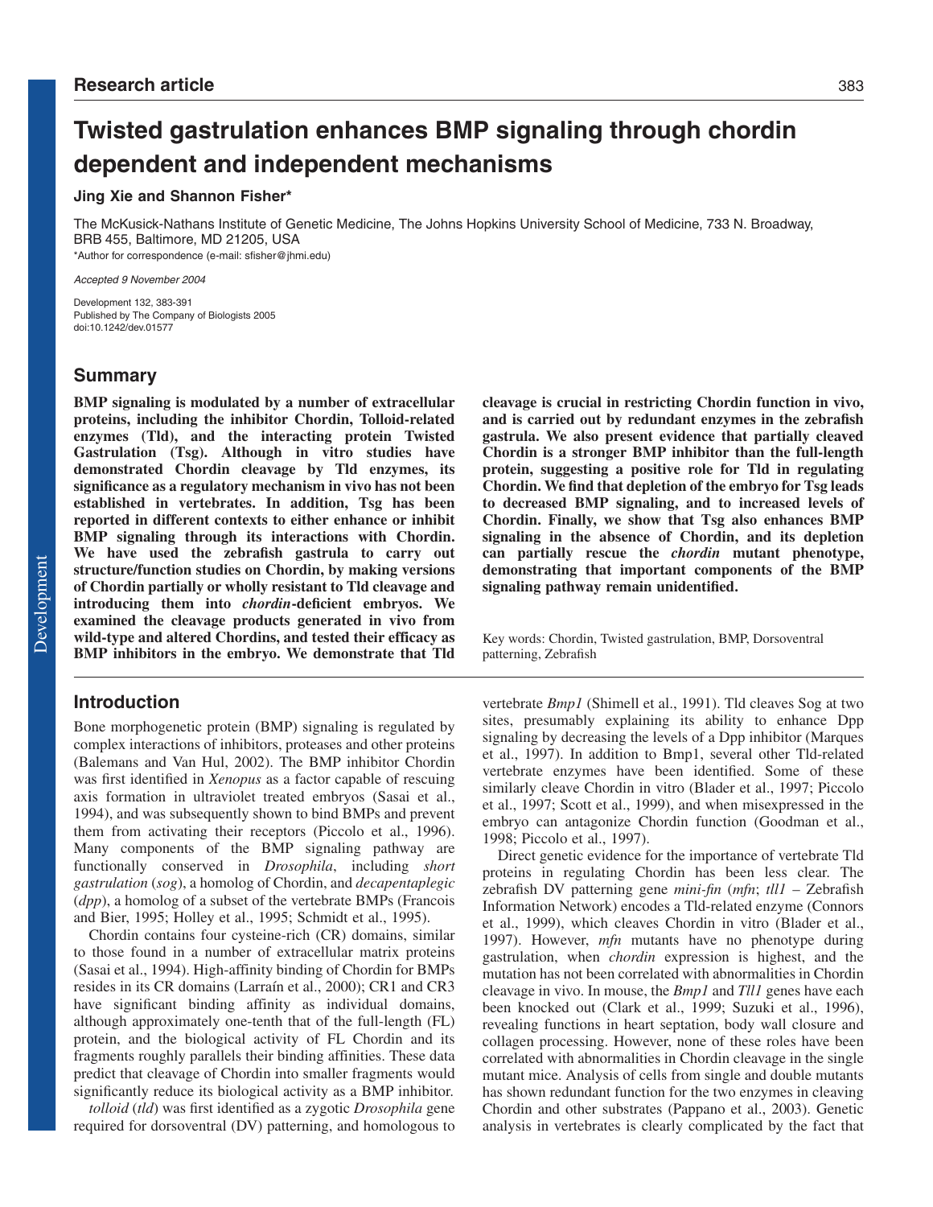Research article

# Twisted gastrulation enhances BMP signaling through chordin dependent and independent mechanisms

**Jing Xie and Shannon Fisher***

The McKusick-Nathans Institute of Genetic Medicine, The Johns Hopkins University School of Medicine, 733 N. Broadway, BRB 455, Baltimore, MD 21205, USA

*Author for correspondence (e-mail: sfisher@jhmi.edu)

*Accepted 9 November 2004*

Development 132, 383-391
Published by The Company of Biologists 2005
doi:10.1242/dev.01577

## Summary

**BMP signaling is modulated by a number of extracellular proteins, including the inhibitor Chordin, Tolloid-related enzymes (Tld), and the interacting protein Twisted Gastrulation (Tsg). Although in vitro studies have demonstrated Chordin cleavage by Tld enzymes, its significance as a regulatory mechanism in vivo has not been established in vertebrates. In addition, Tsg has been reported in different contexts to either enhance or inhibit BMP signaling through its interactions with Chordin. We have used the zebrafish gastrula to carry out structure/function studies on Chordin, by making versions of Chordin partially or wholly resistant to Tld cleavage and introducing them into *chordin*-deficient embryos. We examined the cleavage products generated in vivo from wild-type and altered Chordins, and tested their efficacy as BMP inhibitors in the embryo. We demonstrate that Tld cleavage is crucial in restricting Chordin function in vivo, and is carried out by redundant enzymes in the zebrafish gastrula. We also present evidence that partially cleaved Chordin is a stronger BMP inhibitor than the full-length protein, suggesting a positive role for Tld in regulating Chordin. We find that depletion of the embryo for Tsg leads to decreased BMP signaling, and to increased levels of Chordin. Finally, we show that Tsg also enhances BMP signaling in the absence of Chordin, and its depletion can partially rescue the *chordin* mutant phenotype, demonstrating that important components of the BMP signaling pathway remain unidentified.**

Key words: Chordin, Twisted gastrulation, BMP, Dorsoventral patterning, Zebrafish

## Introduction

Bone morphogenetic protein (BMP) signaling is regulated by complex interactions of inhibitors, proteases and other proteins (Balemans and Van Hul, 2002). The BMP inhibitor Chordin was first identified in *Xenopus* as a factor capable of rescuing axis formation in ultraviolet treated embryos (Sasai et al., 1994), and was subsequently shown to bind BMPs and prevent them from activating their receptors (Piccolo et al., 1996). Many components of the BMP signaling pathway are functionally conserved in *Drosophila*, including *short gastrulation* (*sog*), a homolog of Chordin, and *decapentaplegic* (*dpp*), a homolog of a subset of the vertebrate BMPs (Francois and Bier, 1995; Holley et al., 1995; Schmidt et al., 1995).

Chordin contains four cysteine-rich (CR) domains, similar to those found in a number of extracellular matrix proteins (Sasai et al., 1994). High-affinity binding of Chordin for BMPs resides in its CR domains (Larraín et al., 2000); CR1 and CR3 have significant binding affinity as individual domains, although approximately one-tenth that of the full-length (FL) protein, and the biological activity of FL Chordin and its fragments roughly parallels their binding affinities. These data predict that cleavage of Chordin into smaller fragments would significantly reduce its biological activity as a BMP inhibitor.

*tolloid* (*tld*) was first identified as a zygotic *Drosophila* gene required for dorsoventral (DV) patterning, and homologous to vertebrate *Bmp1* (Shimell et al., 1991). Tld cleaves Sog at two sites, presumably explaining its ability to enhance Dpp signaling by decreasing the levels of a Dpp inhibitor (Marques et al., 1997). In addition to Bmp1, several other Tld-related vertebrate enzymes have been identified. Some of these similarly cleave Chordin in vitro (Blader et al., 1997; Piccolo et al., 1997; Scott et al., 1999), and when misexpressed in the embryo can antagonize Chordin function (Goodman et al., 1998; Piccolo et al., 1997).

Direct genetic evidence for the importance of vertebrate Tld proteins in regulating Chordin has been less clear. The zebrafish DV patterning gene *mini-fin* (*mfn*; *tll1* – Zebrafish Information Network) encodes a Tld-related enzyme (Connors et al., 1999), which cleaves Chordin in vitro (Blader et al., 1997). However, *mfn* mutants have no phenotype during gastrulation, when *chordin* expression is highest, and the mutation has not been correlated with abnormalities in Chordin cleavage in vivo. In mouse, the *Bmp1* and *Tll1* genes have each been knocked out (Clark et al., 1999; Suzuki et al., 1996), revealing functions in heart septation, body wall closure and collagen processing. However, none of these roles have been correlated with abnormalities in Chordin cleavage in the single mutant mice. Analysis of cells from single and double mutants has shown redundant function for the two enzymes in cleaving Chordin and other substrates (Pappano et al., 2003). Genetic analysis in vertebrates is clearly complicated by the fact that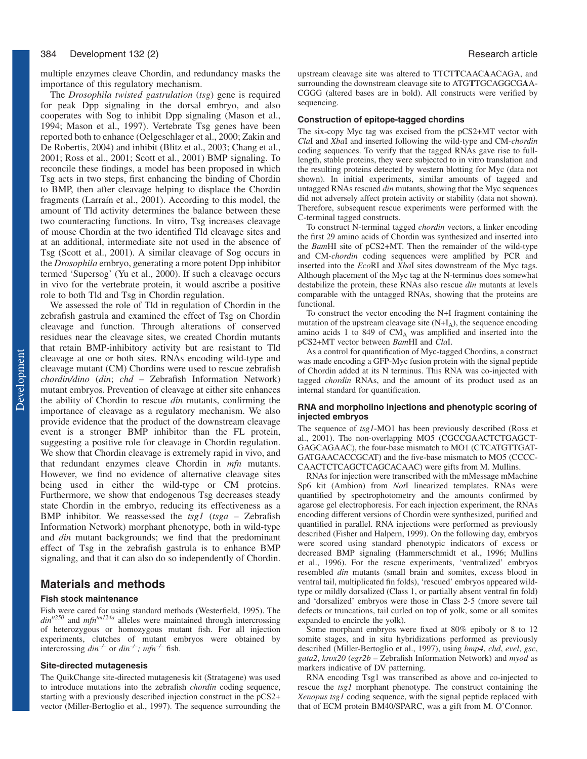multiple enzymes cleave Chordin, and redundancy masks the importance of this regulatory mechanism.

The *Drosophila twisted gastrulation* (*tsg*) gene is required for peak Dpp signaling in the dorsal embryo, and also cooperates with Sog to inhibit Dpp signaling (Mason et al., 1994; Mason et al., 1997). Vertebrate Tsg genes have been reported both to enhance (Oelgeschlager et al., 2000; Zakin and De Robertis, 2004) and inhibit (Blitz et al., 2003; Chang et al., 2001; Ross et al., 2001; Scott et al., 2001) BMP signaling. To reconcile these findings, a model has been proposed in which Tsg acts in two steps, first enhancing the binding of Chordin to BMP, then after cleavage helping to displace the Chordin fragments (Larraín et al., 2001). According to this model, the amount of Tld activity determines the balance between these two counteracting functions. In vitro, Tsg increases cleavage of mouse Chordin at the two identified Tld cleavage sites and at an additional, intermediate site not used in the absence of Tsg (Scott et al., 2001). A similar cleavage of Sog occurs in the *Drosophila* embryo, generating a more potent Dpp inhibitor termed 'Supersog' (Yu et al., 2000). If such a cleavage occurs in vivo for the vertebrate protein, it would ascribe a positive role to both Tld and Tsg in Chordin regulation.

We assessed the role of Tld in regulation of Chordin in the zebrafish gastrula and examined the effect of Tsg on Chordin cleavage and function. Through alterations of conserved residues near the cleavage sites, we created Chordin mutants that retain BMP-inhibitory activity but are resistant to Tld cleavage at one or both sites. RNAs encoding wild-type and cleavage mutant (CM) Chordins were used to rescue zebrafish *chordin/dino* (*din*; *chd* – Zebrafish Information Network) mutant embryos. Prevention of cleavage at either site enhances the ability of Chordin to rescue *din* mutants, confirming the importance of cleavage as a regulatory mechanism. We also provide evidence that the product of the downstream cleavage event is a stronger BMP inhibitor than the FL protein, suggesting a positive role for cleavage in Chordin regulation. We show that Chordin cleavage is extremely rapid in vivo, and that redundant enzymes cleave Chordin in *mfn* mutants. However, we find no evidence of alternative cleavage sites being used in either the wild-type or CM proteins. Furthermore, we show that endogenous Tsg decreases steady state Chordin in the embryo, reducing its effectiveness as a BMP inhibitor. We reassessed the *tsg1* (*tsga* – Zebrafish Information Network) morphant phenotype, both in wild-type and *din* mutant backgrounds; we find that the predominant effect of Tsg in the zebrafish gastrula is to enhance BMP signaling, and that it can also do so independently of Chordin.

# Materials and methods

## Fish stock maintenance

Fish were cared for using standard methods (Westerfield, 1995). The $din^{tt250}$ and $mfn^{tm124a}$ alleles were maintained through intercrossing of heterozygous or homozygous mutant fish. For all injection experiments, clutches of mutant embryos were obtained by intercrossing $din^{-/-}$ or $din^{-/-}$; $mfn^{-/-}$ fish.

## Site-directed mutagenesis

The QuikChange site-directed mutagenesis kit (Stratagene) was used to introduce mutations into the zebrafish *chordin* coding sequence, starting with a previously described injection construct in the pCS2+ vector (Miller-Bertoglio et al., 1997). The sequence surrounding the upstream cleavage site was altered to TTCT**T**CAAC**A**ACAGA, and surrounding the downstream cleavage site to ATG**T**TGCAGGCG**A**A-CGGG (altered bases are in bold). All constructs were verified by sequencing.

## Construction of epitope-tagged chordins

The six-copy Myc tag was excised from the pCS2+MT vector with *Cla*I and *Xba*I and inserted following the wild-type and CM-*chordin* coding sequences. To verify that the tagged RNAs gave rise to full-length, stable proteins, they were subjected to in vitro translation and the resulting proteins detected by western blotting for Myc (data not shown). In initial experiments, similar amounts of tagged and untagged RNAs rescued *din* mutants, showing that the Myc sequences did not adversely affect protein activity or stability (data not shown). Therefore, subsequent rescue experiments were performed with the C-terminal tagged constructs.

To construct N-terminal tagged *chordin* vectors, a linker encoding the first 29 amino acids of Chordin was synthesized and inserted into the *Bam*HI site of pCS2+MT. Then the remainder of the wild-type and CM-*chordin* coding sequences were amplified by PCR and inserted into the *Eco*RI and *Xba*I sites downstream of the Myc tags. Although placement of the Myc tag at the N-terminus does somewhat destabilize the protein, these RNAs also rescue *din* mutants at levels comparable with the untagged RNAs, showing that the proteins are functional.

To construct the vector encoding the N+I fragment containing the mutation of the upstream cleavage site ($N+I_A$), the sequence encoding amino acids 1 to 849 of $CM_A$ was amplified and inserted into the pCS2+MT vector between *Bam*HI and *Cla*I.

As a control for quantification of Myc-tagged Chordins, a construct was made encoding a GFP-Myc fusion protein with the signal peptide of Chordin added at its N terminus. This RNA was co-injected with tagged *chordin* RNAs, and the amount of its product used as an internal standard for quantification.

## RNA and morpholino injections and phenotypic scoring of injected embryos

The sequence of *tsg1*-MO1 has been previously described (Ross et al., 2001). The non-overlapping MO5 (CGCCGAACTCTGAGCT-GAGCAGAAC), the four-base mismatch to MO1 (CTCATGTTGAT-GATGAACACCGCAT) and the five-base mismatch to MO5 (CCCC-CAACTCTCAGCTCAGCACAAC) were gifts from M. Mullins.

RNAs for injection were transcribed with the mMessage mMachine Sp6 kit (Ambion) from *Not*I linearized templates. RNAs were quantified by spectrophotometry and the amounts confirmed by agarose gel electrophoresis. For each injection experiment, the RNAs encoding different versions of Chordin were synthesized, purified and quantified in parallel. RNA injections were performed as previously described (Fisher and Halpern, 1999). On the following day, embryos were scored using standard phenotypic indicators of excess or decreased BMP signaling (Hammerschmidt et al., 1996; Mullins et al., 1996). For the rescue experiments, 'ventralized' embryos resembled *din* mutants (small brain and somites, excess blood in ventral tail, multiplicated fin folds), 'rescued' embryos appeared wild-type or mildly dorsalized (Class 1, or partially absent ventral fin fold) and 'dorsalized' embryos were those in Class 2-5 (more severe tail defects or truncations, tail curled on top of yolk, some or all somites expanded to encircle the yolk).

Some morphant embryos were fixed at 80% epiboly or 8 to 12 somite stages, and in situ hybridizations performed as previously described (Miller-Bertoglio et al., 1997), using *bmp4*, *chd*, *evel*, *gsc*, *gata2*, *krox20* (*egr2b* – Zebrafish Information Network) and *myod* as markers indicative of DV patterning.

RNA encoding Tsg1 was transcribed as above and co-injected to rescue the *tsg1* morphant phenotype. The construct containing the *Xenopus tsg1* coding sequence, with the signal peptide replaced with that of ECM protein BM40/SPARC, was a gift from M. O'Connor.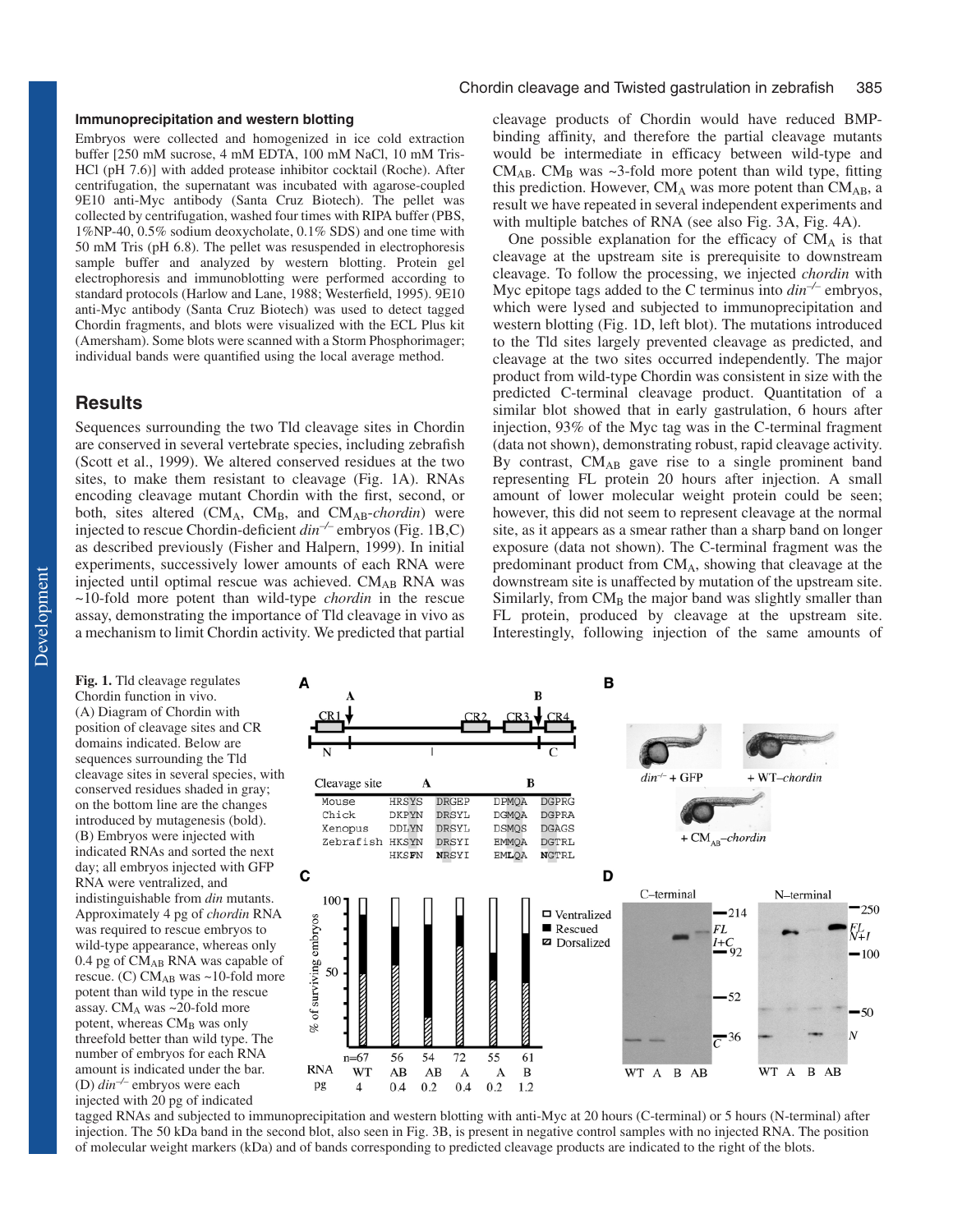### Immunoprecipitation and western blotting

Embryos were collected and homogenized in ice cold extraction buffer [250 mM sucrose, 4 mM EDTA, 100 mM NaCl, 10 mM Tris-HCl (pH 7.6)] with added protease inhibitor cocktail (Roche). After centrifugation, the supernatant was incubated with agarose-coupled 9E10 anti-Myc antibody (Santa Cruz Biotech). The pellet was collected by centrifugation, washed four times with RIPA buffer (PBS, 1%NP-40, 0.5% sodium deoxycholate, 0.1% SDS) and one time with 50 mM Tris (pH 6.8). The pellet was resuspended in electrophoresis sample buffer and analyzed by western blotting. Protein gel electrophoresis and immunoblotting were performed according to standard protocols (Harlow and Lane, 1988; Westerfield, 1995). 9E10 anti-Myc antibody (Santa Cruz Biotech) was used to detect tagged Chordin fragments, and blots were visualized with the ECL Plus kit (Amersham). Some blots were scanned with a Storm Phosphorimager; individual bands were quantified using the local average method.

## Results

Sequences surrounding the two Tld cleavage sites in Chordin are conserved in several vertebrate species, including zebrafish (Scott et al., 1999). We altered conserved residues at the two sites, to make them resistant to cleavage (Fig. 1A). RNAs encoding cleavage mutant Chordin with the first, second, or both, sites altered ($CM_A$, $CM_B$, and $CM_{AB}$-*chordin*) were injected to rescue Chordin-deficient $din^{-/-}$ embryos (Fig. 1B,C) as described previously (Fisher and Halpern, 1999). In initial experiments, successively lower amounts of each RNA were injected until optimal rescue was achieved. $CM_{AB}$ RNA was ~10-fold more potent than wild-type *chordin* in the rescue assay, demonstrating the importance of Tld cleavage in vivo as a mechanism to limit Chordin activity. We predicted that partial cleavage products of Chordin would have reduced BMP-binding affinity, and therefore the partial cleavage mutants would be intermediate in efficacy between wild-type and $CM_{AB}$. $CM_B$ was ~3-fold more potent than wild type, fitting this prediction. However, $CM_A$ was more potent than $CM_{AB}$, a result we have repeated in several independent experiments and with multiple batches of RNA (see also Fig. 3A, Fig. 4A).

One possible explanation for the efficacy of $CM_A$ is that cleavage at the upstream site is prerequisite to downstream cleavage. To follow the processing, we injected *chordin* with Myc epitope tags added to the C terminus into $din^{-/-}$ embryos, which were lysed and subjected to immunoprecipitation and western blotting (Fig. 1D, left blot). The mutations introduced to the Tld sites largely prevented cleavage as predicted, and cleavage at the two sites occurred independently. The major product from wild-type Chordin was consistent in size with the predicted C-terminal cleavage product. Quantitation of a similar blot showed that in early gastrulation, 6 hours after injection, 93% of the Myc tag was in the C-terminal fragment (data not shown), demonstrating robust, rapid cleavage activity. By contrast, $CM_{AB}$ gave rise to a single prominent band representing FL protein 20 hours after injection. A small amount of lower molecular weight protein could be seen; however, this did not seem to represent cleavage at the normal site, as it appears as a smear rather than a sharp band on longer exposure (data not shown). The C-terminal fragment was the predominant product from $CM_A$, showing that cleavage at the downstream site is unaffected by mutation of the upstream site. Similarly, from $CM_B$ the major band was slightly smaller than FL protein, produced by cleavage at the upstream site. Interestingly, following injection of the same amounts of

**Fig. 1.** Tld cleavage regulates Chordin function in vivo. (A) Diagram of Chordin with position of cleavage sites and CR domains indicated. Below are sequences surrounding the Tld cleavage sites in several species, with conserved residues shaded in gray; on the bottom line are the changes introduced by mutagenesis (bold). (B) Embryos were injected with indicated RNAs and sorted the next day; all embryos injected with GFP RNA were ventralized, and indistinguishable from *din* mutants. Approximately 4 pg of *chordin* RNA was required to rescue embryos to wild-type appearance, whereas only 0.4 pg of $CM_{AB}$ RNA was capable of rescue. (C) $CM_{AB}$ was ~10-fold more potent than wild type in the rescue assay. $CM_A$ was ~20-fold more potent, whereas $CM_B$ was only threefold better than wild type. The number of embryos for each RNA amount is indicated under the bar. (D) $din^{-/-}$ embryos were each injected with 20 pg of indicated tagged RNAs and subjected to immunoprecipitation and western blotting with anti-Myc at 20 hours (C-terminal) or 5 hours (N-terminal) after injection. The 50 kDa band in the second blot, also seen in Fig. 3B, is present in negative control samples with no injected RNA. The position of molecular weight markers (kDa) and of bands corresponding to predicted cleavage products are indicated to the right of the blots.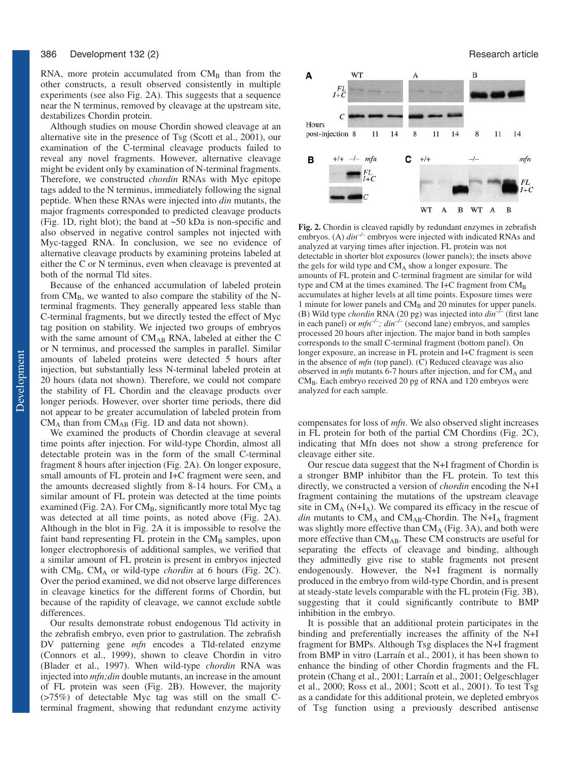RNA, more protein accumulated from $CM_B$ than from the other constructs, a result observed consistently in multiple experiments (see also Fig. 2A). This suggests that a sequence near the N terminus, removed by cleavage at the upstream site, destabilizes Chordin protein.

Although studies on mouse Chordin showed cleavage at an alternative site in the presence of Tsg (Scott et al., 2001), our examination of the C-terminal cleavage products failed to reveal any novel fragments. However, alternative cleavage might be evident only by examination of N-terminal fragments. Therefore, we constructed *chordin* RNAs with Myc epitope tags added to the N terminus, immediately following the signal peptide. When these RNAs were injected into *din* mutants, the major fragments corresponded to predicted cleavage products (Fig. 1D, right blot); the band at ~50 kDa is non-specific and also observed in negative control samples not injected with Myc-tagged RNA. In conclusion, we see no evidence of alternative cleavage products by examining proteins labeled at either the C or N terminus, even when cleavage is prevented at both of the normal Tld sites.

Because of the enhanced accumulation of labeled protein from $CM_B$, we wanted to also compare the stability of the N-terminal fragments. They generally appeared less stable than C-terminal fragments, but we directly tested the effect of Myc tag position on stability. We injected two groups of embryos with the same amount of $CM_{AB}$ RNA, labeled at either the C or N terminus, and processed the samples in parallel. Similar amounts of labeled proteins were detected 5 hours after injection, but substantially less N-terminal labeled protein at 20 hours (data not shown). Therefore, we could not compare the stability of FL Chordin and the cleavage products over longer periods. However, over shorter time periods, there did not appear to be greater accumulation of labeled protein from $CM_A$ than from $CM_{AB}$ (Fig. 1D and data not shown).

We examined the products of Chordin cleavage at several time points after injection. For wild-type Chordin, almost all detectable protein was in the form of the small C-terminal fragment 8 hours after injection (Fig. 2A). On longer exposure, small amounts of FL protein and I+C fragment were seen, and the amounts decreased slightly from 8-14 hours. For $CM_A$ a similar amount of FL protein was detected at the time points examined (Fig. 2A). For $CM_B$, significantly more total Myc tag was detected at all time points, as noted above (Fig. 2A). Although in the blot in Fig. 2A it is impossible to resolve the faint band representing FL protein in the $CM_B$ samples, upon longer electrophoresis of additional samples, we verified that a similar amount of FL protein is present in embryos injected with $CM_B$, $CM_A$ or wild-type *chordin* at 6 hours (Fig. 2C). Over the period examined, we did not observe large differences in cleavage kinetics for the different forms of Chordin, but because of the rapidity of cleavage, we cannot exclude subtle differences.

Our results demonstrate robust endogenous Tld activity in the zebrafish embryo, even prior to gastrulation. The zebrafish DV patterning gene *mfn* encodes a Tld-related enzyme (Connors et al., 1999), shown to cleave Chordin in vitro (Blader et al., 1997). When wild-type *chordin* RNA was injected into *mfn;din* double mutants, an increase in the amount of FL protein was seen (Fig. 2B). However, the majority (>75%) of detectable Myc tag was still on the small C-terminal fragment, showing that redundant enzyme activity compensates for loss of *mfn*. We also observed slight increases in FL protein for both of the partial CM Chordins (Fig. 2C), indicating that Mfn does not show a strong preference for cleavage either site.

Fig. 2. Chordin is cleaved rapidly by redundant enzymes in zebrafish embryos. (A) $din^{-/-}$ embryos were injected with indicated RNAs and analyzed at varying times after injection. FL protein was not detectable in shorter blot exposures (lower panels); the insets above the gels for wild type and $CM_A$ show a longer exposure. The amounts of FL protein and C-terminal fragment are similar for wild type and CM at the times examined. The I+C fragment from $CM_B$ accumulates at higher levels at all time points. Exposure times were 1 minute for lower panels and $CM_B$ and 20 minutes for upper panels. (B) Wild type *chordin* RNA (20 pg) was injected into $din^{-/-}$ (first lane in each panel) or $mfn^{-/-}$; $din^{-/-}$ (second lane) embryos, and samples processed 20 hours after injection. The major band in both samples corresponds to the small C-terminal fragment (bottom panel). On longer exposure, an increase in FL protein and I+C fragment is seen in the absence of *mfn* (top panel). (C) Reduced cleavage was also observed in *mfn* mutants 6-7 hours after injection, and for $CM_A$ and $CM_B$. Each embryo received 20 pg of RNA and 120 embryos were analyzed for each sample.

Our rescue data suggest that the N+I fragment of Chordin is a stronger BMP inhibitor than the FL protein. To test this directly, we constructed a version of *chordin* encoding the N+I fragment containing the mutations of the upstream cleavage site in $CM_A$ ($N+I_A$). We compared its efficacy in the rescue of *din* mutants to $CM_A$ and $CM_{AB}$-Chordin. The $N+I_A$ fragment was slightly more effective than $CM_A$ (Fig. 3A), and both were more effective than $CM_{AB}$. These CM constructs are useful for separating the effects of cleavage and binding, although they admittedly give rise to stable fragments not present endogenously. However, the N+I fragment is normally produced in the embryo from wild-type Chordin, and is present at steady-state levels comparable with the FL protein (Fig. 3B), suggesting that it could significantly contribute to BMP inhibition in the embryo.

It is possible that an additional protein participates in the binding and preferentially increases the affinity of the N+I fragment for BMPs. Although Tsg displaces the N+I fragment from BMP in vitro (Larraín et al., 2001), it has been shown to enhance the binding of other Chordin fragments and the FL protein (Chang et al., 2001; Larraín et al., 2001; Oelgeschlager et al., 2000; Ross et al., 2001; Scott et al., 2001). To test Tsg as a candidate for this additional protein, we depleted embryos of Tsg function using a previously described antisense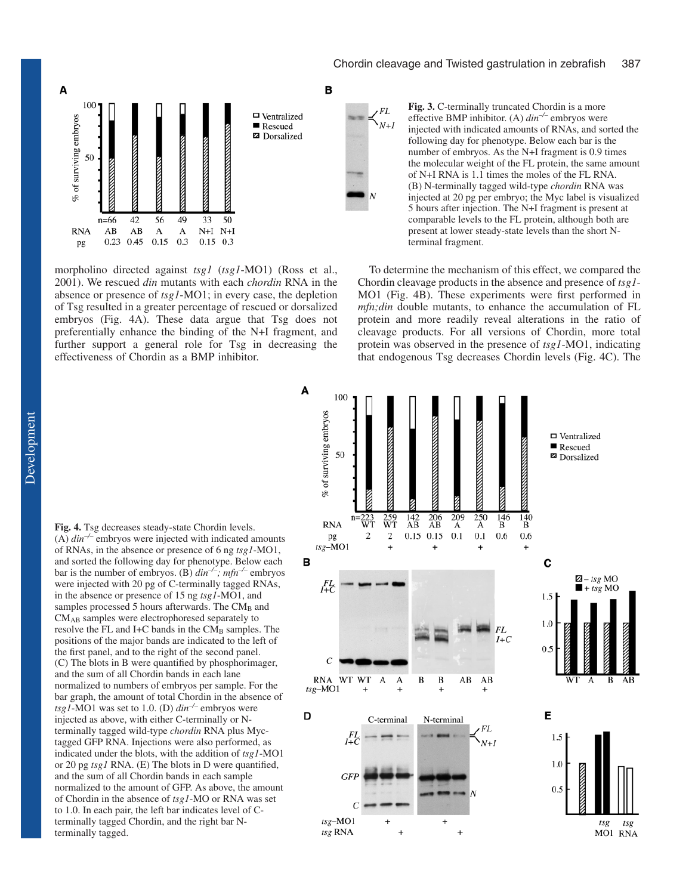**Fig. 3.** C-terminally truncated Chordin is a more effective BMP inhibitor. (A) *din*$^{-/-}$ embryos were injected with indicated amounts of RNAs, and sorted the following day for phenotype. Below each bar is the number of embryos. As the N+I fragment is 0.9 times the molecular weight of the FL protein, the same amount of N+I RNA is 1.1 times the moles of the FL RNA. (B) N-terminally tagged wild-type *chordin* RNA was injected at 20 pg per embryo; the Myc label is visualized 5 hours after injection. The N+I fragment is present at comparable levels to the FL protein, although both are present at lower steady-state levels than the short N-terminal fragment.

morpholino directed against *tsg1* (*tsg1*-MO1) (Ross et al., 2001). We rescued *din* mutants with each *chordin* RNA in the absence or presence of *tsg1*-MO1; in every case, the depletion of Tsg resulted in a greater percentage of rescued or dorsalized embryos (Fig. 4A). These data argue that Tsg does not preferentially enhance the binding of the N+I fragment, and further support a general role for Tsg in decreasing the effectiveness of Chordin as a BMP inhibitor.

To determine the mechanism of this effect, we compared the Chordin cleavage products in the absence and presence of *tsg1*-MO1 (Fig. 4B). These experiments were first performed in *mfn;din* double mutants, to enhance the accumulation of FL protein and more readily reveal alterations in the ratio of cleavage products. For all versions of Chordin, more total protein was observed in the presence of *tsg1*-MO1, indicating that endogenous Tsg decreases Chordin levels (Fig. 4C). The

**Fig. 4.** Tsg decreases steady-state Chordin levels. (A) *din*$^{-/-}$ embryos were injected with indicated amounts of RNAs, in the absence or presence of 6 ng *tsg1*-MO1, and sorted the following day for phenotype. Below each bar is the number of embryos. (B) *din*$^{-/-}$; *mfn*$^{-/-}$ embryos were injected with 20 pg of C-terminally tagged RNAs, in the absence or presence of 15 ng *tsg1*-MO1, and samples processed 5 hours afterwards. The $CM_B$ and $CM_{AB}$ samples were electrophoresed separately to resolve the FL and I+C bands in the $CM_B$ samples. The positions of the major bands are indicated to the left of the first panel, and to the right of the second panel. (C) The blots in B were quantified by phosphorimager, and the sum of all Chordin bands in each lane normalized to numbers of embryos per sample. For the bar graph, the amount of total Chordin in the absence of *tsg1*-MO1 was set to 1.0. (D) *din*$^{-/-}$ embryos were injected as above, with either C-terminally or N-terminally tagged wild-type *chordin* RNA plus Myc-tagged GFP RNA. Injections were also performed, as indicated under the blots, with the addition of *tsg1*-MO1 or 20 pg *tsg1* RNA. (E) The blots in D were quantified, and the sum of all Chordin bands in each sample normalized to the amount of GFP. As above, the amount of Chordin in the absence of *tsg1*-MO or RNA was set to 1.0. In each pair, the left bar indicates level of C-terminally tagged Chordin, and the right bar N-terminally tagged.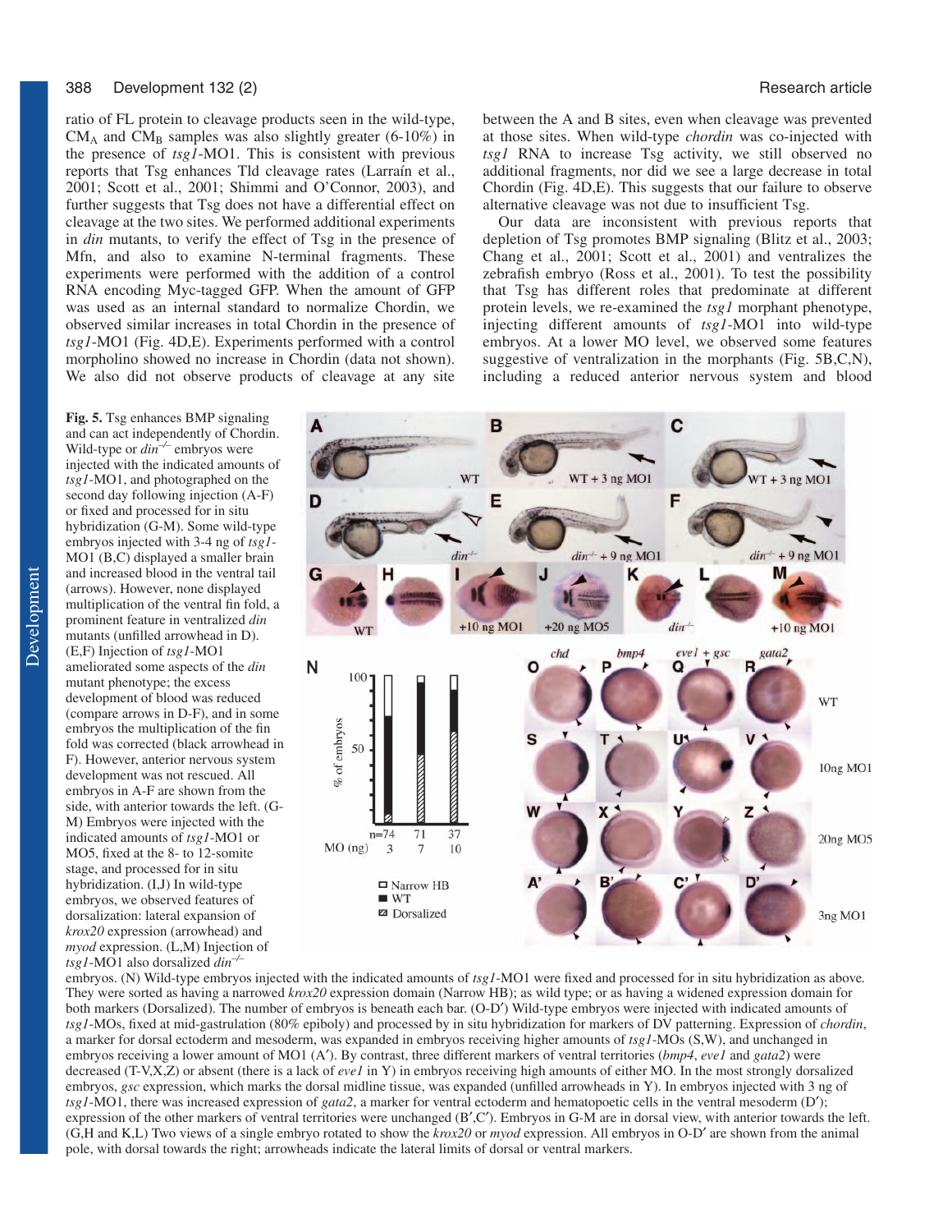ratio of FL protein to cleavage products seen in the wild-type, $CM_A$ and $CM_B$ samples was also slightly greater (6-10%) in the presence of *tsg1*-MO1. This is consistent with previous reports that Tsg enhances Tld cleavage rates (Larraín et al., 2001; Scott et al., 2001; Shimmi and O'Connor, 2003), and further suggests that Tsg does not have a differential effect on cleavage at the two sites. We performed additional experiments in *din* mutants, to verify the effect of Tsg in the presence of Mfn, and also to examine N-terminal fragments. These experiments were performed with the addition of a control RNA encoding Myc-tagged GFP. When the amount of GFP was used as an internal standard to normalize Chordin, we observed similar increases in total Chordin in the presence of *tsg1*-MO1 (Fig. 4D,E). Experiments performed with a control morpholino showed no increase in Chordin (data not shown). We also did not observe products of cleavage at any site between the A and B sites, even when cleavage was prevented at those sites. When wild-type *chordin* was co-injected with *tsg1* RNA to increase Tsg activity, we still observed no additional fragments, nor did we see a large decrease in total Chordin (Fig. 4D,E). This suggests that our failure to observe alternative cleavage was not due to insufficient Tsg.

Our data are inconsistent with previous reports that depletion of Tsg promotes BMP signaling (Blitz et al., 2003; Chang et al., 2001; Scott et al., 2001) and ventralizes the zebrafish embryo (Ross et al., 2001). To test the possibility that Tsg has different roles that predominate at different protein levels, we re-examined the *tsg1* morphant phenotype, injecting different amounts of *tsg1*-MO1 into wild-type embryos. At a lower MO level, we observed some features suggestive of ventralization in the morphants (Fig. 5B,C,N), including a reduced anterior nervous system and blood

**Fig. 5.** Tsg enhances BMP signaling and can act independently of Chordin. Wild-type or *din*$^{-/-}$ embryos were injected with the indicated amounts of *tsg1*-MO1, and photographed on the second day following injection (A-F) or fixed and processed for in situ hybridization (G-M). Some wild-type embryos injected with 3-4 ng of *tsg1*-MO1 (B,C) displayed a smaller brain and increased blood in the ventral tail (arrows). However, none displayed multiplication of the ventral fin fold, a prominent feature in ventralized *din* mutants (unfilled arrowhead in D). (E,F) Injection of *tsg1*-MO1 ameliorated some aspects of the *din* mutant phenotype; the excess development of blood was reduced (compare arrows in D-F), and in some embryos the multiplication of the fin fold was corrected (black arrowhead in F). However, anterior nervous system development was not rescued. All embryos in A-F are shown from the side, with anterior towards the left. (G-M) Embryos were injected with the indicated amounts of *tsg1*-MO1 or MO5, fixed at the 8- to 12-somite stage, and processed for in situ hybridization. (I,J) In wild-type embryos, we observed features of dorsalization: lateral expansion of *krox20* expression (arrowhead) and *myod* expression. (L,M) Injection of *tsg1*-MO1 also dorsalized *din*$^{-/-}$ embryos. (N) Wild-type embryos injected with the indicated amounts of *tsg1*-MO1 were fixed and processed for in situ hybridization as above. They were sorted as having a narrowed *krox20* expression domain (Narrow HB); as wild type; or as having a widened expression domain for both markers (Dorsalized). The number of embryos is beneath each bar. (O-D′) Wild-type embryos were injected with indicated amounts of *tsg1*-MOs, fixed at mid-gastrulation (80% epiboly) and processed by in situ hybridization for markers of DV patterning. Expression of *chordin*, a marker for dorsal ectoderm and mesoderm, was expanded in embryos receiving higher amounts of *tsg1*-MOs (S,W), and unchanged in embryos receiving a lower amount of MO1 (A′). By contrast, three different markers of ventral territories (*bmp4*, *eve1* and *gata2*) were decreased (T-V,X,Z) or absent (there is a lack of *eve1* in Y) in embryos receiving high amounts of either MO. In the most strongly dorsalized embryos, *gsc* expression, which marks the dorsal midline tissue, was expanded (unfilled arrowheads in Y). In embryos injected with 3 ng of *tsg1*-MO1, there was increased expression of *gata2*, a marker for ventral ectoderm and hematopoetic cells in the ventral mesoderm (D′); expression of the other markers of ventral territories were unchanged (B′,C′). Embryos in G-M are in dorsal view, with anterior towards the left. (G,H and K,L) Two views of a single embryo rotated to show the *krox20* or *myod* expression. All embryos in O-D′ are shown from the animal pole, with dorsal towards the right; arrowheads indicate the lateral limits of dorsal or ventral markers.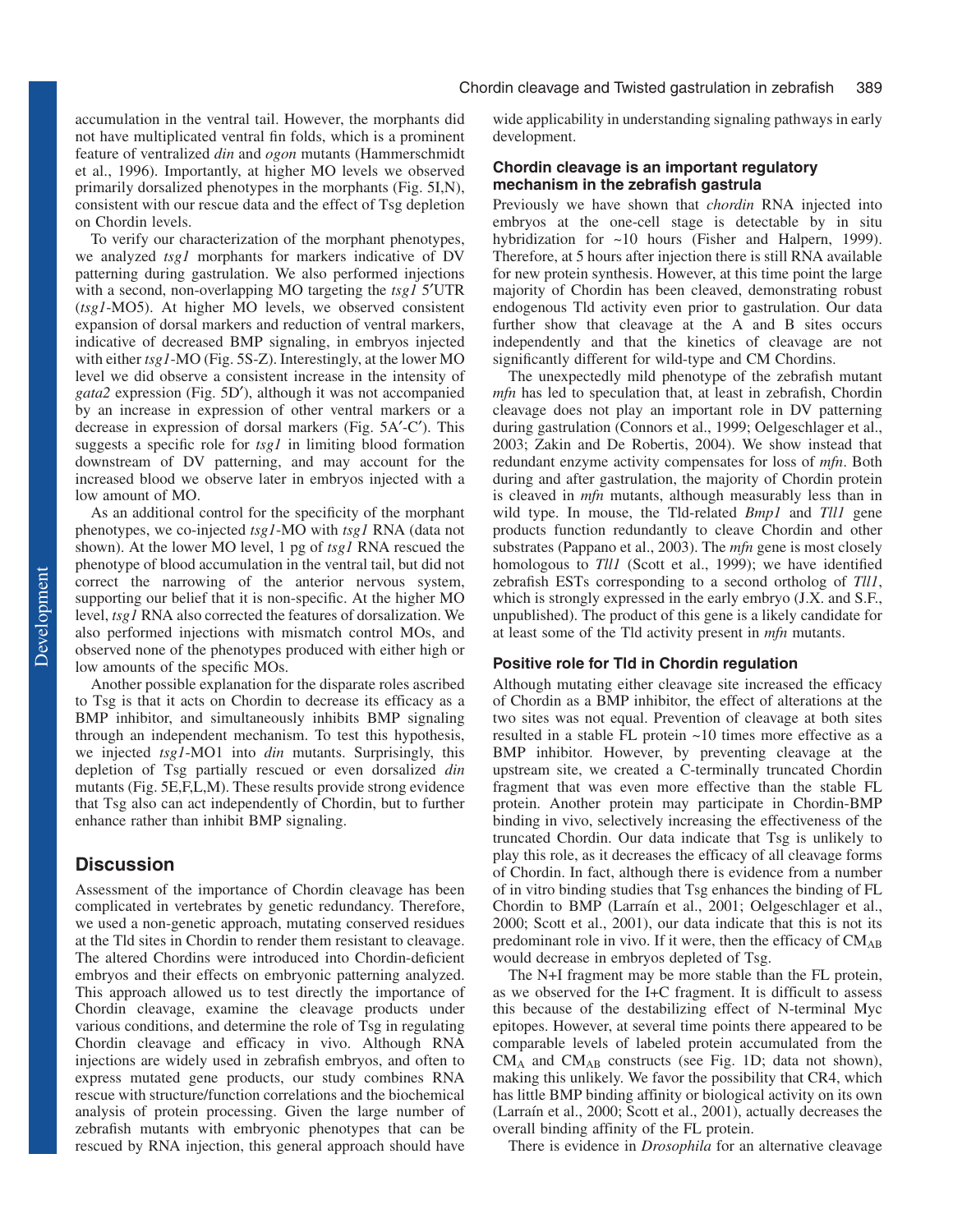accumulation in the ventral tail. However, the morphants did not have multiplicated ventral fin folds, which is a prominent feature of ventralized *din* and *ogon* mutants (Hammerschmidt et al., 1996). Importantly, at higher MO levels we observed primarily dorsalized phenotypes in the morphants (Fig. 5I,N), consistent with our rescue data and the effect of Tsg depletion on Chordin levels.

To verify our characterization of the morphant phenotypes, we analyzed *tsg1* morphants for markers indicative of DV patterning during gastrulation. We also performed injections with a second, non-overlapping MO targeting the *tsg1* 5′UTR (*tsg1*-MO5). At higher MO levels, we observed consistent expansion of dorsal markers and reduction of ventral markers, indicative of decreased BMP signaling, in embryos injected with either *tsg1*-MO (Fig. 5S-Z). Interestingly, at the lower MO level we did observe a consistent increase in the intensity of *gata2* expression (Fig. 5D′), although it was not accompanied by an increase in expression of other ventral markers or a decrease in expression of dorsal markers (Fig. 5A′-C′). This suggests a specific role for *tsg1* in limiting blood formation downstream of DV patterning, and may account for the increased blood we observe later in embryos injected with a low amount of MO.

As an additional control for the specificity of the morphant phenotypes, we co-injected *tsg1*-MO with *tsg1* RNA (data not shown). At the lower MO level, 1 pg of *tsg1* RNA rescued the phenotype of blood accumulation in the ventral tail, but did not correct the narrowing of the anterior nervous system, supporting our belief that it is non-specific. At the higher MO level, *tsg1* RNA also corrected the features of dorsalization. We also performed injections with mismatch control MOs, and observed none of the phenotypes produced with either high or low amounts of the specific MOs.

Another possible explanation for the disparate roles ascribed to Tsg is that it acts on Chordin to decrease its efficacy as a BMP inhibitor, and simultaneously inhibits BMP signaling through an independent mechanism. To test this hypothesis, we injected *tsg1*-MO1 into *din* mutants. Surprisingly, this depletion of Tsg partially rescued or even dorsalized *din* mutants (Fig. 5E,F,L,M). These results provide strong evidence that Tsg also can act independently of Chordin, but to further enhance rather than inhibit BMP signaling.

## Discussion

Assessment of the importance of Chordin cleavage has been complicated in vertebrates by genetic redundancy. Therefore, we used a non-genetic approach, mutating conserved residues at the Tld sites in Chordin to render them resistant to cleavage. The altered Chordins were introduced into Chordin-deficient embryos and their effects on embryonic patterning analyzed. This approach allowed us to test directly the importance of Chordin cleavage, examine the cleavage products under various conditions, and determine the role of Tsg in regulating Chordin cleavage and efficacy in vivo. Although RNA injections are widely used in zebrafish embryos, and often to express mutated gene products, our study combines RNA rescue with structure/function correlations and the biochemical analysis of protein processing. Given the large number of zebrafish mutants with embryonic phenotypes that can be rescued by RNA injection, this general approach should have wide applicability in understanding signaling pathways in early development.

### Chordin cleavage is an important regulatory mechanism in the zebrafish gastrula

Previously we have shown that *chordin* RNA injected into embryos at the one-cell stage is detectable by in situ hybridization for ~10 hours (Fisher and Halpern, 1999). Therefore, at 5 hours after injection there is still RNA available for new protein synthesis. However, at this time point the large majority of Chordin has been cleaved, demonstrating robust endogenous Tld activity even prior to gastrulation. Our data further show that cleavage at the A and B sites occurs independently and that the kinetics of cleavage are not significantly different for wild-type and CM Chordins.

The unexpectedly mild phenotype of the zebrafish mutant *mfn* has led to speculation that, at least in zebrafish, Chordin cleavage does not play an important role in DV patterning during gastrulation (Connors et al., 1999; Oelgeschlager et al., 2003; Zakin and De Robertis, 2004). We show instead that redundant enzyme activity compensates for loss of *mfn*. Both during and after gastrulation, the majority of Chordin protein is cleaved in *mfn* mutants, although measurably less than in wild type. In mouse, the Tld-related *Bmp1* and *Tll1* gene products function redundantly to cleave Chordin and other substrates (Pappano et al., 2003). The *mfn* gene is most closely homologous to *Tll1* (Scott et al., 1999); we have identified zebrafish ESTs corresponding to a second ortholog of *Tll1*, which is strongly expressed in the early embryo (J.X. and S.F., unpublished). The product of this gene is a likely candidate for at least some of the Tld activity present in *mfn* mutants.

### Positive role for Tld in Chordin regulation

Although mutating either cleavage site increased the efficacy of Chordin as a BMP inhibitor, the effect of alterations at the two sites was not equal. Prevention of cleavage at both sites resulted in a stable FL protein ~10 times more effective as a BMP inhibitor. However, by preventing cleavage at the upstream site, we created a C-terminally truncated Chordin fragment that was even more effective than the stable FL protein. Another protein may participate in Chordin-BMP binding in vivo, selectively increasing the effectiveness of the truncated Chordin. Our data indicate that Tsg is unlikely to play this role, as it decreases the efficacy of all cleavage forms of Chordin. In fact, although there is evidence from a number of in vitro binding studies that Tsg enhances the binding of FL Chordin to BMP (Larraín et al., 2001; Oelgeschlager et al., 2000; Scott et al., 2001), our data indicate that this is not its predominant role in vivo. If it were, then the efficacy of $CM_{AB}$ would decrease in embryos depleted of Tsg.

The N+I fragment may be more stable than the FL protein, as we observed for the I+C fragment. It is difficult to assess this because of the destabilizing effect of N-terminal Myc epitopes. However, at several time points there appeared to be comparable levels of labeled protein accumulated from the $CM_A$ and $CM_{AB}$ constructs (see Fig. 1D; data not shown), making this unlikely. We favor the possibility that CR4, which has little BMP binding affinity or biological activity on its own (Larraín et al., 2000; Scott et al., 2001), actually decreases the overall binding affinity of the FL protein.

There is evidence in *Drosophila* for an alternative cleavage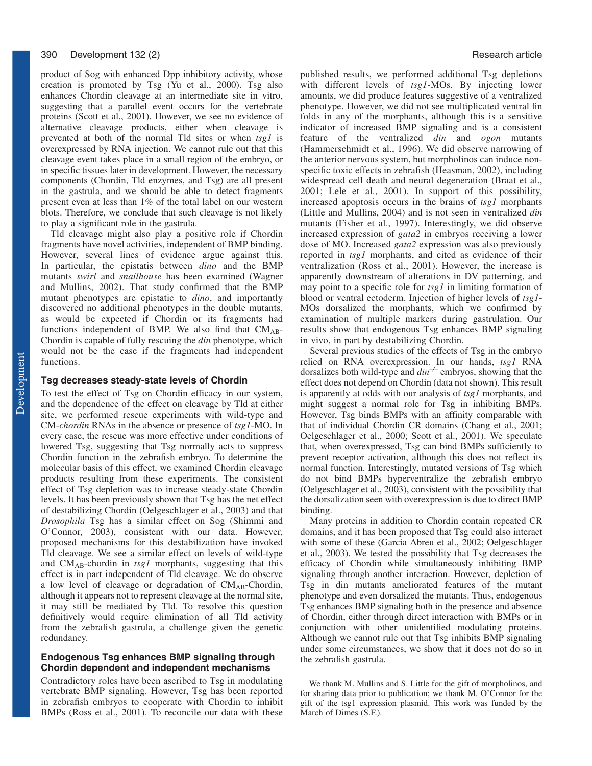product of Sog with enhanced Dpp inhibitory activity, whose creation is promoted by Tsg (Yu et al., 2000). Tsg also enhances Chordin cleavage at an intermediate site in vitro, suggesting that a parallel event occurs for the vertebrate proteins (Scott et al., 2001). However, we see no evidence of alternative cleavage products, either when cleavage is prevented at both of the normal Tld sites or when *tsg1* is overexpressed by RNA injection. We cannot rule out that this cleavage event takes place in a small region of the embryo, or in specific tissues later in development. However, the necessary components (Chordin, Tld enzymes, and Tsg) are all present in the gastrula, and we should be able to detect fragments present even at less than 1% of the total label on our western blots. Therefore, we conclude that such cleavage is not likely to play a significant role in the gastrula.

Tld cleavage might also play a positive role if Chordin fragments have novel activities, independent of BMP binding. However, several lines of evidence argue against this. In particular, the epistatis between *dino* and the BMP mutants *swirl* and *snailhouse* has been examined (Wagner and Mullins, 2002). That study confirmed that the BMP mutant phenotypes are epistatic to *dino*, and importantly discovered no additional phenotypes in the double mutants, as would be expected if Chordin or its fragments had functions independent of BMP. We also find that $CM_{AB}$-Chordin is capable of fully rescuing the *din* phenotype, which would not be the case if the fragments had independent functions.

### Tsg decreases steady-state levels of Chordin

To test the effect of Tsg on Chordin efficacy in our system, and the dependence of the effect on cleavage by Tld at either site, we performed rescue experiments with wild-type and CM-*chordin* RNAs in the absence or presence of *tsg1*-MO. In every case, the rescue was more effective under conditions of lowered Tsg, suggesting that Tsg normally acts to suppress Chordin function in the zebrafish embryo. To determine the molecular basis of this effect, we examined Chordin cleavage products resulting from these experiments. The consistent effect of Tsg depletion was to increase steady-state Chordin levels. It has been previously shown that Tsg has the net effect of destabilizing Chordin (Oelgeschlager et al., 2003) and that *Drosophila* Tsg has a similar effect on Sog (Shimmi and O'Connor, 2003), consistent with our data. However, proposed mechanisms for this destabilization have invoked Tld cleavage. We see a similar effect on levels of wild-type and $CM_{AB}$-chordin in *tsg1* morphants, suggesting that this effect is in part independent of Tld cleavage. We do observe a low level of cleavage or degradation of $CM_{AB}$-Chordin, although it appears not to represent cleavage at the normal site, it may still be mediated by Tld. To resolve this question definitively would require elimination of all Tld activity from the zebrafish gastrula, a challenge given the genetic redundancy.

### Endogenous Tsg enhances BMP signaling through Chordin dependent and independent mechanisms

Contradictory roles have been ascribed to Tsg in modulating vertebrate BMP signaling. However, Tsg has been reported in zebrafish embryos to cooperate with Chordin to inhibit BMPs (Ross et al., 2001). To reconcile our data with these published results, we performed additional Tsg depletions with different levels of *tsg1*-MOs. By injecting lower amounts, we did produce features suggestive of a ventralized phenotype. However, we did not see multiplicated ventral fin folds in any of the morphants, although this is a sensitive indicator of increased BMP signaling and is a consistent feature of the ventralized *din* and *ogon* mutants (Hammerschmidt et al., 1996). We did observe narrowing of the anterior nervous system, but morpholinos can induce non-specific toxic effects in zebrafish (Heasman, 2002), including widespread cell death and neural degeneration (Braat et al., 2001; Lele et al., 2001). In support of this possibility, increased apoptosis occurs in the brains of *tsg1* morphants (Little and Mullins, 2004) and is not seen in ventralized *din* mutants (Fisher et al., 1997). Interestingly, we did observe increased expression of *gata2* in embryos receiving a lower dose of MO. Increased *gata2* expression was also previously reported in *tsg1* morphants, and cited as evidence of their ventralization (Ross et al., 2001). However, the increase is apparently downstream of alterations in DV patterning, and may point to a specific role for *tsg1* in limiting formation of blood or ventral ectoderm. Injection of higher levels of *tsg1*-MOs dorsalized the morphants, which we confirmed by examination of multiple markers during gastrulation. Our results show that endogenous Tsg enhances BMP signaling in vivo, in part by destabilizing Chordin.

Several previous studies of the effects of Tsg in the embryo relied on RNA overexpression. In our hands, *tsg1* RNA dorsalizes both wild-type and *din*$^{-/-}$ embryos, showing that the effect does not depend on Chordin (data not shown). This result is apparently at odds with our analysis of *tsg1* morphants, and might suggest a normal role for Tsg in inhibiting BMPs. However, Tsg binds BMPs with an affinity comparable with that of individual Chordin CR domains (Chang et al., 2001; Oelgeschlager et al., 2000; Scott et al., 2001). We speculate that, when overexpressed, Tsg can bind BMPs sufficiently to prevent receptor activation, although this does not reflect its normal function. Interestingly, mutated versions of Tsg which do not bind BMPs hyperventralize the zebrafish embryo (Oelgeschlager et al., 2003), consistent with the possibility that the dorsalization seen with overexpression is due to direct BMP binding.

Many proteins in addition to Chordin contain repeated CR domains, and it has been proposed that Tsg could also interact with some of these (Garcia Abreu et al., 2002; Oelgeschlager et al., 2003). We tested the possibility that Tsg decreases the efficacy of Chordin while simultaneously inhibiting BMP signaling through another interaction. However, depletion of Tsg in din mutants ameliorated features of the mutant phenotype and even dorsalized the mutants. Thus, endogenous Tsg enhances BMP signaling both in the presence and absence of Chordin, either through direct interaction with BMPs or in conjunction with other unidentified modulating proteins. Although we cannot rule out that Tsg inhibits BMP signaling under some circumstances, we show that it does not do so in the zebrafish gastrula.

We thank M. Mullins and S. Little for the gift of morpholinos, and for sharing data prior to publication; we thank M. O'Connor for the gift of the tsg1 expression plasmid. This work was funded by the March of Dimes (S.F.).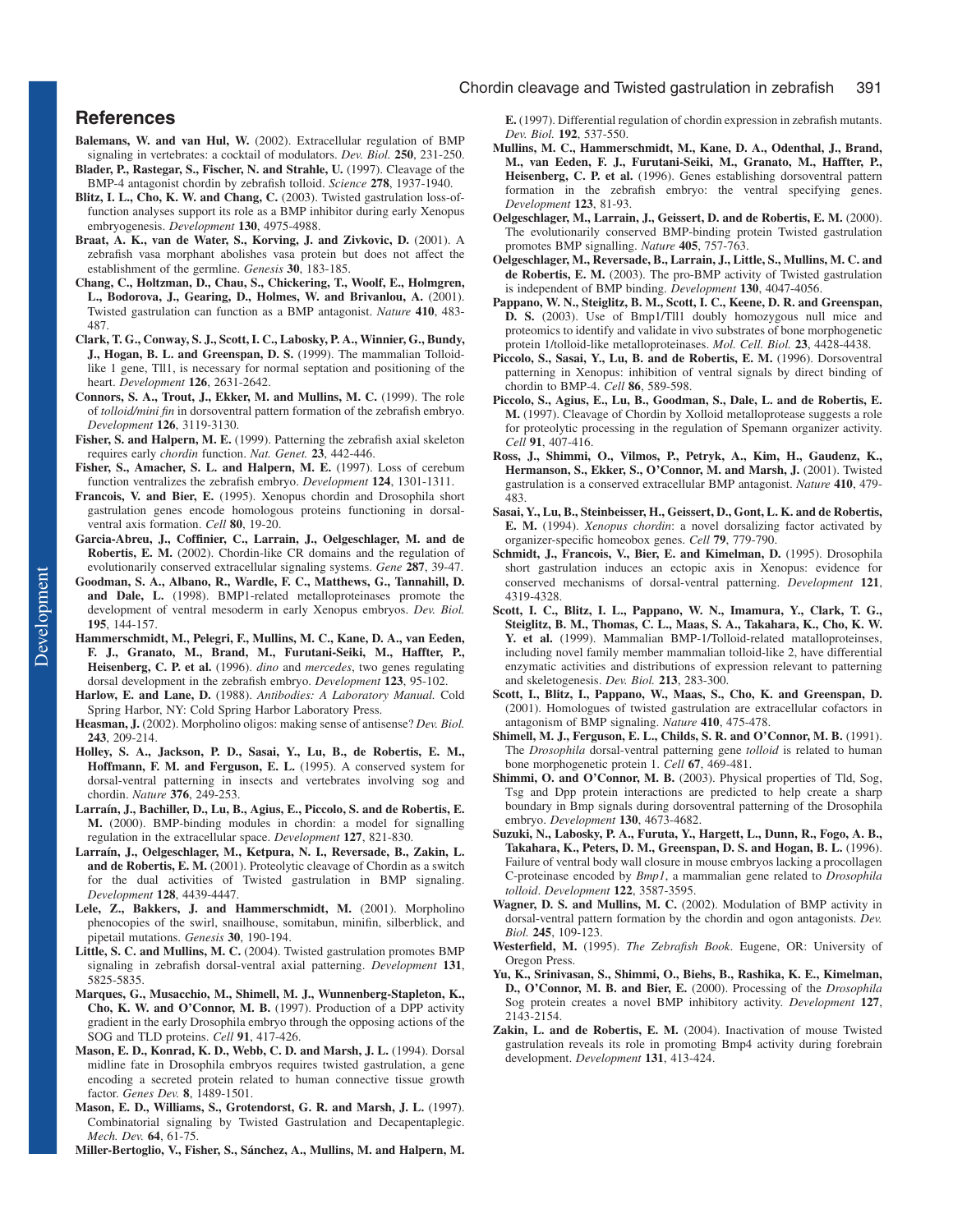## References

**Balemans, W. and van Hul, W.** (2002). Extracellular regulation of BMP signaling in vertebrates: a cocktail of modulators. *Dev. Biol.* **250**, 231-250.

**Blader, P., Rastegar, S., Fischer, N. and Strahle, U.** (1997). Cleavage of the BMP-4 antagonist chordin by zebrafish tolloid. *Science* **278**, 1937-1940.

**Blitz, I. L., Cho, K. W. and Chang, C.** (2003). Twisted gastrulation loss-of-function analyses support its role as a BMP inhibitor during early Xenopus embryogenesis. *Development* **130**, 4975-4988.

**Braat, A. K., van de Water, S., Korving, J. and Zivkovic, D.** (2001). A zebrafish vasa morphant abolishes vasa protein but does not affect the establishment of the germline. *Genesis* **30**, 183-185.

**Chang, C., Holtzman, D., Chau, S., Chickering, T., Woolf, E., Holmgren, L., Bodorova, J., Gearing, D., Holmes, W. and Brivanlou, A.** (2001). Twisted gastrulation can function as a BMP antagonist. *Nature* **410**, 483-487.

**Clark, T. G., Conway, S. J., Scott, I. C., Labosky, P. A., Winnier, G., Bundy, J., Hogan, B. L. and Greenspan, D. S.** (1999). The mammalian Tolloid-like 1 gene, Tll1, is necessary for normal septation and positioning of the heart. *Development* **126**, 2631-2642.

**Connors, S. A., Trout, J., Ekker, M. and Mullins, M. C.** (1999). The role of *tolloid/mini fin* in dorsoventral pattern formation of the zebrafish embryo. *Development* **126**, 3119-3130.

**Fisher, S. and Halpern, M. E.** (1999). Patterning the zebrafish axial skeleton requires early *chordin* function. *Nat. Genet.* **23**, 442-446.

**Fisher, S., Amacher, S. L. and Halpern, M. E.** (1997). Loss of cerebum function ventralizes the zebrafish embryo. *Development* **124**, 1301-1311.

**Francois, V. and Bier, E.** (1995). Xenopus chordin and Drosophila short gastrulation genes encode homologous proteins functioning in dorsal-ventral axis formation. *Cell* **80**, 19-20.

**Garcia-Abreu, J., Coffinier, C., Larrain, J., Oelgeschlager, M. and de Robertis, E. M.** (2002). Chordin-like CR domains and the regulation of evolutionarily conserved extracellular signaling systems. *Gene* **287**, 39-47.

**Goodman, S. A., Albano, R., Wardle, F. C., Matthews, G., Tannahill, D. and Dale, L.** (1998). BMP1-related metalloproteinases promote the development of ventral mesoderm in early Xenopus embryos. *Dev. Biol.* **195**, 144-157.

**Hammerschmidt, M., Pelegri, F., Mullins, M. C., Kane, D. A., van Eeden, F. J., Granato, M., Brand, M., Furutani-Seiki, M., Haffter, P., Heisenberg, C. P. et al.** (1996). *dino* and *mercedes*, two genes regulating dorsal development in the zebrafish embryo. *Development* **123**, 95-102.

**Harlow, E. and Lane, D.** (1988). *Antibodies: A Laboratory Manual.* Cold Spring Harbor, NY: Cold Spring Harbor Laboratory Press.

**Heasman, J.** (2002). Morpholino oligos: making sense of antisense? *Dev. Biol.* **243**, 209-214.

**Holley, S. A., Jackson, P. D., Sasai, Y., Lu, B., de Robertis, E. M., Hoffmann, F. M. and Ferguson, E. L.** (1995). A conserved system for dorsal-ventral patterning in insects and vertebrates involving sog and chordin. *Nature* **376**, 249-253.

**Larraín, J., Bachiller, D., Lu, B., Agius, E., Piccolo, S. and de Robertis, E. M.** (2000). BMP-binding modules in chordin: a model for signalling regulation in the extracellular space. *Development* **127**, 821-830.

**Larraín, J., Oelgeschlager, M., Ketpura, N. I., Reversade, B., Zakin, L. and de Robertis, E. M.** (2001). Proteolytic cleavage of Chordin as a switch for the dual activities of Twisted gastrulation in BMP signaling. *Development* **128**, 4439-4447.

**Lele, Z., Bakkers, J. and Hammerschmidt, M.** (2001). Morpholino phenocopies of the swirl, snailhouse, somitabun, minifin, silberblick, and pipetail mutations. *Genesis* **30**, 190-194.

**Little, S. C. and Mullins, M. C.** (2004). Twisted gastrulation promotes BMP signaling in zebrafish dorsal-ventral axial patterning. *Development* **131**, 5825-5835.

**Marques, G., Musacchio, M., Shimell, M. J., Wunnenberg-Stapleton, K., Cho, K. W. and O'Connor, M. B.** (1997). Production of a DPP activity gradient in the early Drosophila embryo through the opposing actions of the SOG and TLD proteins. *Cell* **91**, 417-426.

**Mason, E. D., Konrad, K. D., Webb, C. D. and Marsh, J. L.** (1994). Dorsal midline fate in Drosophila embryos requires twisted gastrulation, a gene encoding a secreted protein related to human connective tissue growth factor. *Genes Dev.* **8**, 1489-1501.

**Mason, E. D., Williams, S., Grotendorst, G. R. and Marsh, J. L.** (1997). Combinatorial signaling by Twisted Gastrulation and Decapentaplegic. *Mech. Dev.* **64**, 61-75.

**Miller-Bertoglio, V., Fisher, S., Sánchez, A., Mullins, M. and Halpern, M. E.** (1997). Differential regulation of chordin expression in zebrafish mutants. *Dev. Biol.* **192**, 537-550.

**Mullins, M. C., Hammerschmidt, M., Kane, D. A., Odenthal, J., Brand, M., van Eeden, F. J., Furutani-Seiki, M., Granato, M., Haffter, P., Heisenberg, C. P. et al.** (1996). Genes establishing dorsoventral pattern formation in the zebrafish embryo: the ventral specifying genes. *Development* **123**, 81-93.

**Oelgeschlager, M., Larrain, J., Geissert, D. and de Robertis, E. M.** (2000). The evolutionarily conserved BMP-binding protein Twisted gastrulation promotes BMP signalling. *Nature* **405**, 757-763.

**Oelgeschlager, M., Reversade, B., Larrain, J., Little, S., Mullins, M. C. and de Robertis, E. M.** (2003). The pro-BMP activity of Twisted gastrulation is independent of BMP binding. *Development* **130**, 4047-4056.

**Pappano, W. N., Steiglitz, B. M., Scott, I. C., Keene, D. R. and Greenspan, D. S.** (2003). Use of Bmp1/Tll1 doubly homozygous null mice and proteomics to identify and validate in vivo substrates of bone morphogenetic protein 1/tolloid-like metalloproteinases. *Mol. Cell. Biol.* **23**, 4428-4438.

**Piccolo, S., Sasai, Y., Lu, B. and de Robertis, E. M.** (1996). Dorsoventral patterning in Xenopus: inhibition of ventral signals by direct binding of chordin to BMP-4. *Cell* **86**, 589-598.

**Piccolo, S., Agius, E., Lu, B., Goodman, S., Dale, L. and de Robertis, E. M.** (1997). Cleavage of Chordin by Xolloid metalloprotease suggests a role for proteolytic processing in the regulation of Spemann organizer activity. *Cell* **91**, 407-416.

**Ross, J., Shimmi, O., Vilmos, P., Petryk, A., Kim, H., Gaudenz, K., Hermanson, S., Ekker, S., O'Connor, M. and Marsh, J.** (2001). Twisted gastrulation is a conserved extracellular BMP antagonist. *Nature* **410**, 479-483.

**Sasai, Y., Lu, B., Steinbeisser, H., Geissert, D., Gont, L. K. and de Robertis, E. M.** (1994). *Xenopus chordin*: a novel dorsalizing factor activated by organizer-specific homeobox genes. *Cell* **79**, 779-790.

**Schmidt, J., Francois, V., Bier, E. and Kimelman, D.** (1995). Drosophila short gastrulation induces an ectopic axis in Xenopus: evidence for conserved mechanisms of dorsal-ventral patterning. *Development* **121**, 4319-4328.

**Scott, I. C., Blitz, I. L., Pappano, W. N., Imamura, Y., Clark, T. G., Steiglitz, B. M., Thomas, C. L., Maas, S. A., Takahara, K., Cho, K. W. Y. et al.** (1999). Mammalian BMP-1/Tolloid-related matalloproteinases, including novel family member mammalian tolloid-like 2, have differential enzymatic activities and distributions of expression relevant to patterning and skeletogenesis. *Dev. Biol.* **213**, 283-300.

**Scott, I., Blitz, I., Pappano, W., Maas, S., Cho, K. and Greenspan, D.** (2001). Homologues of twisted gastrulation are extracellular cofactors in antagonism of BMP signaling. *Nature* **410**, 475-478.

**Shimell, M. J., Ferguson, E. L., Childs, S. R. and O'Connor, M. B.** (1991). The *Drosophila* dorsal-ventral patterning gene *tolloid* is related to human bone morphogenetic protein 1. *Cell* **67**, 469-481.

**Shimmi, O. and O'Connor, M. B.** (2003). Physical properties of Tld, Sog, Tsg and Dpp protein interactions are predicted to help create a sharp boundary in Bmp signals during dorsoventral patterning of the Drosophila embryo. *Development* **130**, 4673-4682.

**Suzuki, N., Labosky, P. A., Furuta, Y., Hargett, L., Dunn, R., Fogo, A. B., Takahara, K., Peters, D. M., Greenspan, D. S. and Hogan, B. L.** (1996). Failure of ventral body wall closure in mouse embryos lacking a procollagen C-proteinase encoded by *Bmp1*, a mammalian gene related to *Drosophila tolloid*. *Development* **122**, 3587-3595.

**Wagner, D. S. and Mullins, M. C.** (2002). Modulation of BMP activity in dorsal-ventral pattern formation by the chordin and ogon antagonists. *Dev. Biol.* **245**, 109-123.

**Westerfield, M.** (1995). *The Zebrafish Book*. Eugene, OR: University of Oregon Press.

**Yu, K., Srinivasan, S., Shimmi, O., Biehs, B., Rashika, K. E., Kimelman, D., O'Connor, M. B. and Bier, E.** (2000). Processing of the *Drosophila* Sog protein creates a novel BMP inhibitory activity. *Development* **127**, 2143-2154.

**Zakin, L. and de Robertis, E. M.** (2004). Inactivation of mouse Twisted gastrulation reveals its role in promoting Bmp4 activity during forebrain development. *Development* **131**, 413-424.